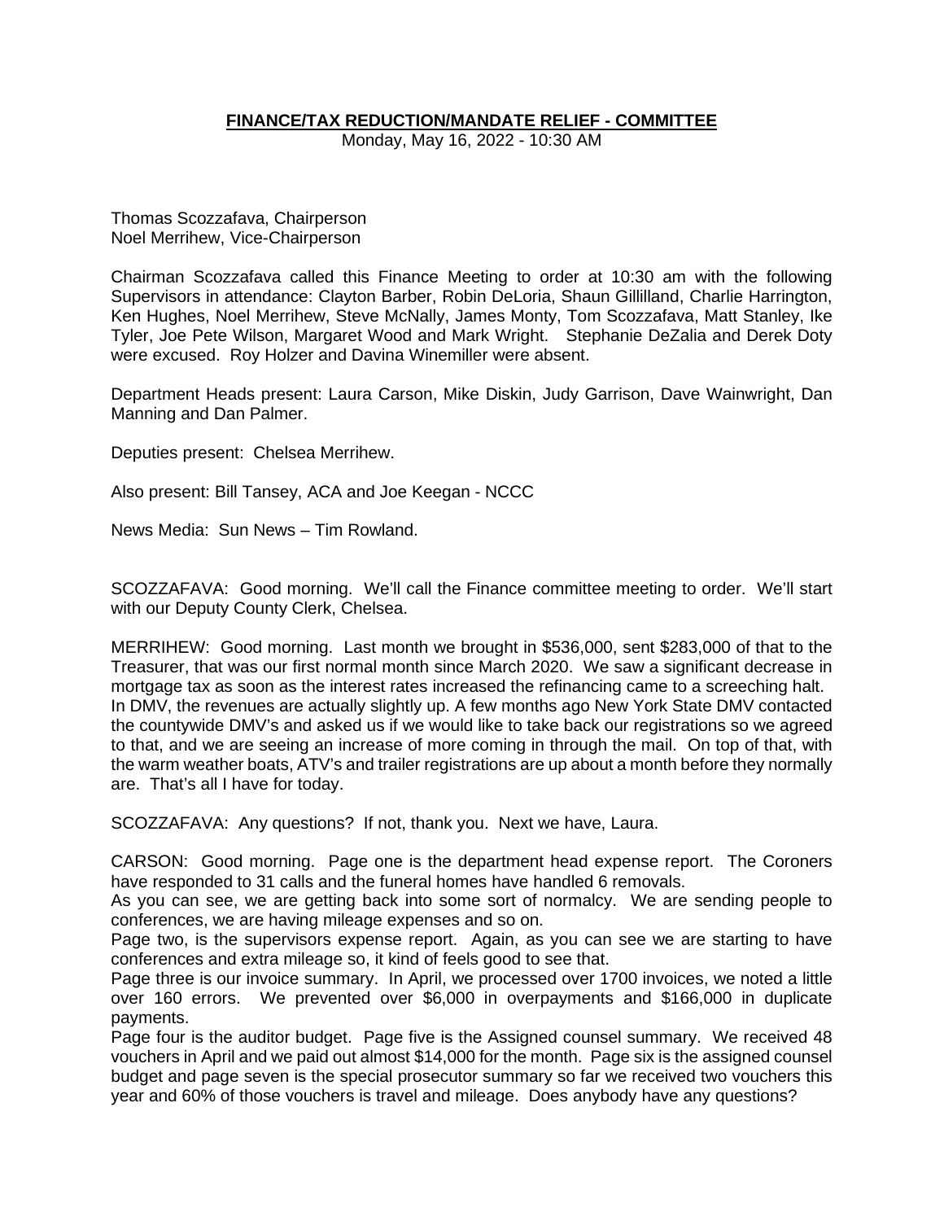**FINANCE/TAX REDUCTION/MANDATE RELIEF - COMMITTEE**

Monday, May 16, 2022 - 10:30 AM

Thomas Scozzafava, Chairperson
Noel Merrihew, Vice-Chairperson

Chairman Scozzafava called this Finance Meeting to order at 10:30 am with the following Supervisors in attendance: Clayton Barber, Robin DeLoria, Shaun Gillilland, Charlie Harrington, Ken Hughes, Noel Merrihew, Steve McNally, James Monty, Tom Scozzafava, Matt Stanley, Ike Tyler, Joe Pete Wilson, Margaret Wood and Mark Wright. Stephanie DeZalia and Derek Doty were excused. Roy Holzer and Davina Winemiller were absent.

Department Heads present: Laura Carson, Mike Diskin, Judy Garrison, Dave Wainwright, Dan Manning and Dan Palmer.

Deputies present: Chelsea Merrihew.

Also present: Bill Tansey, ACA and Joe Keegan - NCCC

News Media: Sun News – Tim Rowland.

SCOZZAFAVA: Good morning. We'll call the Finance committee meeting to order. We'll start with our Deputy County Clerk, Chelsea.

MERRIHEW: Good morning. Last month we brought in $536,000, sent $283,000 of that to the Treasurer, that was our first normal month since March 2020. We saw a significant decrease in mortgage tax as soon as the interest rates increased the refinancing came to a screeching halt. In DMV, the revenues are actually slightly up. A few months ago New York State DMV contacted the countywide DMV's and asked us if we would like to take back our registrations so we agreed to that, and we are seeing an increase of more coming in through the mail. On top of that, with the warm weather boats, ATV's and trailer registrations are up about a month before they normally are. That's all I have for today.

SCOZZAFAVA: Any questions? If not, thank you. Next we have, Laura.

CARSON: Good morning. Page one is the department head expense report. The Coroners have responded to 31 calls and the funeral homes have handled 6 removals.
As you can see, we are getting back into some sort of normalcy. We are sending people to conferences, we are having mileage expenses and so on.
Page two, is the supervisors expense report. Again, as you can see we are starting to have conferences and extra mileage so, it kind of feels good to see that.
Page three is our invoice summary. In April, we processed over 1700 invoices, we noted a little over 160 errors. We prevented over $6,000 in overpayments and $166,000 in duplicate payments.
Page four is the auditor budget. Page five is the Assigned counsel summary. We received 48 vouchers in April and we paid out almost $14,000 for the month. Page six is the assigned counsel budget and page seven is the special prosecutor summary so far we received two vouchers this year and 60% of those vouchers is travel and mileage. Does anybody have any questions?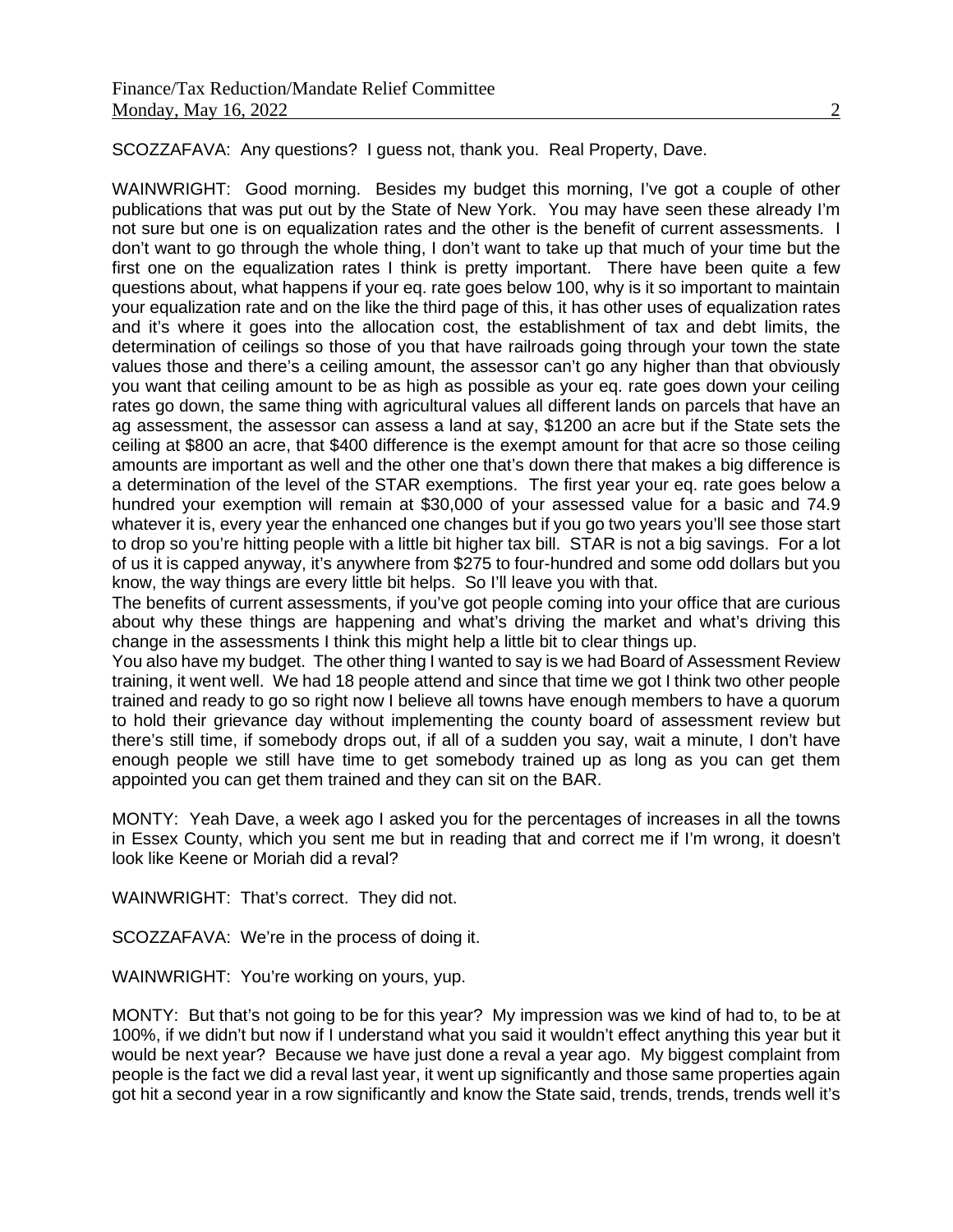SCOZZAFAVA: Any questions? I guess not, thank you. Real Property, Dave.

WAINWRIGHT: Good morning. Besides my budget this morning, I've got a couple of other publications that was put out by the State of New York. You may have seen these already I'm not sure but one is on equalization rates and the other is the benefit of current assessments. I don't want to go through the whole thing, I don't want to take up that much of your time but the first one on the equalization rates I think is pretty important. There have been quite a few questions about, what happens if your eq. rate goes below 100, why is it so important to maintain your equalization rate and on the like the third page of this, it has other uses of equalization rates and it's where it goes into the allocation cost, the establishment of tax and debt limits, the determination of ceilings so those of you that have railroads going through your town the state values those and there's a ceiling amount, the assessor can't go any higher than that obviously you want that ceiling amount to be as high as possible as your eq. rate goes down your ceiling rates go down, the same thing with agricultural values all different lands on parcels that have an ag assessment, the assessor can assess a land at say, $1200 an acre but if the State sets the ceiling at $800 an acre, that $400 difference is the exempt amount for that acre so those ceiling amounts are important as well and the other one that's down there that makes a big difference is a determination of the level of the STAR exemptions. The first year your eq. rate goes below a hundred your exemption will remain at $30,000 of your assessed value for a basic and 74.9 whatever it is, every year the enhanced one changes but if you go two years you'll see those start to drop so you're hitting people with a little bit higher tax bill. STAR is not a big savings. For a lot of us it is capped anyway, it's anywhere from $275 to four-hundred and some odd dollars but you know, the way things are every little bit helps. So I'll leave you with that.

The benefits of current assessments, if you've got people coming into your office that are curious about why these things are happening and what's driving the market and what's driving this change in the assessments I think this might help a little bit to clear things up.

You also have my budget. The other thing I wanted to say is we had Board of Assessment Review training, it went well. We had 18 people attend and since that time we got I think two other people trained and ready to go so right now I believe all towns have enough members to have a quorum to hold their grievance day without implementing the county board of assessment review but there's still time, if somebody drops out, if all of a sudden you say, wait a minute, I don't have enough people we still have time to get somebody trained up as long as you can get them appointed you can get them trained and they can sit on the BAR.

MONTY: Yeah Dave, a week ago I asked you for the percentages of increases in all the towns in Essex County, which you sent me but in reading that and correct me if I'm wrong, it doesn't look like Keene or Moriah did a reval?

WAINWRIGHT: That's correct. They did not.

SCOZZAFAVA: We're in the process of doing it.

WAINWRIGHT: You're working on yours, yup.

MONTY: But that's not going to be for this year? My impression was we kind of had to, to be at 100%, if we didn't but now if I understand what you said it wouldn't effect anything this year but it would be next year? Because we have just done a reval a year ago. My biggest complaint from people is the fact we did a reval last year, it went up significantly and those same properties again got hit a second year in a row significantly and know the State said, trends, trends, trends well it's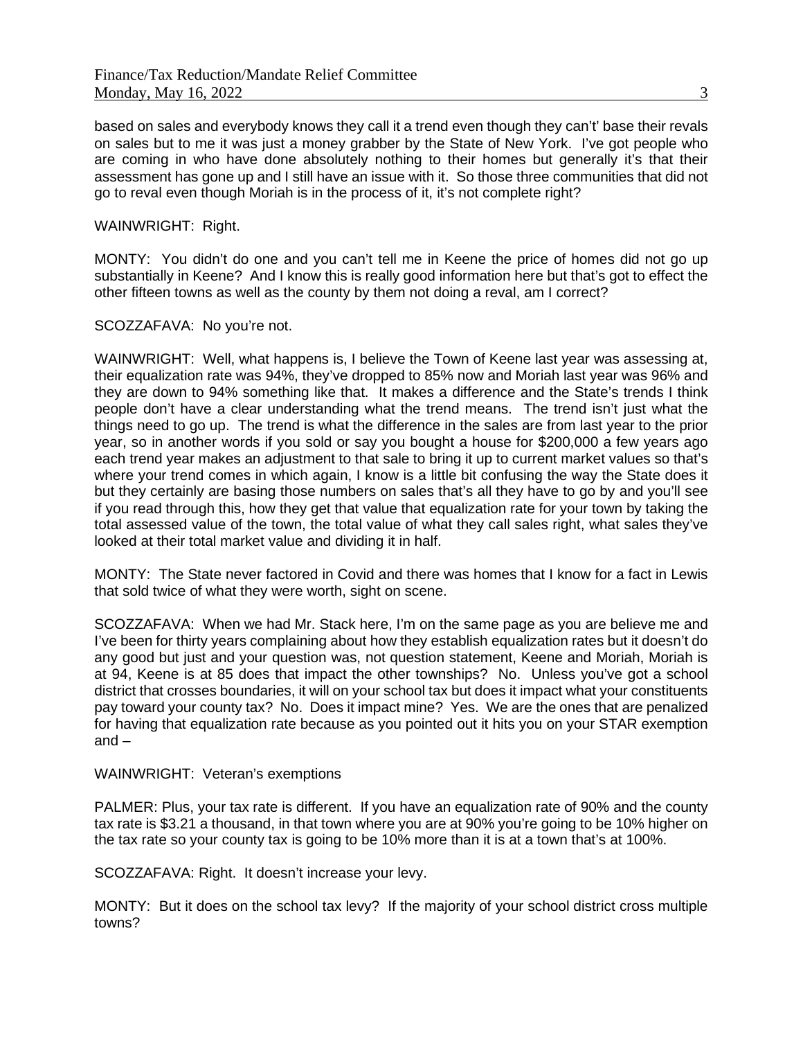based on sales and everybody knows they call it a trend even though they can't' base their revals on sales but to me it was just a money grabber by the State of New York. I've got people who are coming in who have done absolutely nothing to their homes but generally it's that their assessment has gone up and I still have an issue with it. So those three communities that did not go to reval even though Moriah is in the process of it, it's not complete right?

WAINWRIGHT: Right.

MONTY: You didn't do one and you can't tell me in Keene the price of homes did not go up substantially in Keene? And I know this is really good information here but that's got to effect the other fifteen towns as well as the county by them not doing a reval, am I correct?

SCOZZAFAVA: No you're not.

WAINWRIGHT: Well, what happens is, I believe the Town of Keene last year was assessing at, their equalization rate was 94%, they've dropped to 85% now and Moriah last year was 96% and they are down to 94% something like that. It makes a difference and the State's trends I think people don't have a clear understanding what the trend means. The trend isn't just what the things need to go up. The trend is what the difference in the sales are from last year to the prior year, so in another words if you sold or say you bought a house for $200,000 a few years ago each trend year makes an adjustment to that sale to bring it up to current market values so that's where your trend comes in which again, I know is a little bit confusing the way the State does it but they certainly are basing those numbers on sales that's all they have to go by and you'll see if you read through this, how they get that value that equalization rate for your town by taking the total assessed value of the town, the total value of what they call sales right, what sales they've looked at their total market value and dividing it in half.

MONTY: The State never factored in Covid and there was homes that I know for a fact in Lewis that sold twice of what they were worth, sight on scene.

SCOZZAFAVA: When we had Mr. Stack here, I'm on the same page as you are believe me and I've been for thirty years complaining about how they establish equalization rates but it doesn't do any good but just and your question was, not question statement, Keene and Moriah, Moriah is at 94, Keene is at 85 does that impact the other townships? No. Unless you've got a school district that crosses boundaries, it will on your school tax but does it impact what your constituents pay toward your county tax? No. Does it impact mine? Yes. We are the ones that are penalized for having that equalization rate because as you pointed out it hits you on your STAR exemption and –

WAINWRIGHT: Veteran's exemptions

PALMER: Plus, your tax rate is different. If you have an equalization rate of 90% and the county tax rate is $3.21 a thousand, in that town where you are at 90% you're going to be 10% higher on the tax rate so your county tax is going to be 10% more than it is at a town that's at 100%.

SCOZZAFAVA: Right. It doesn't increase your levy.

MONTY: But it does on the school tax levy? If the majority of your school district cross multiple towns?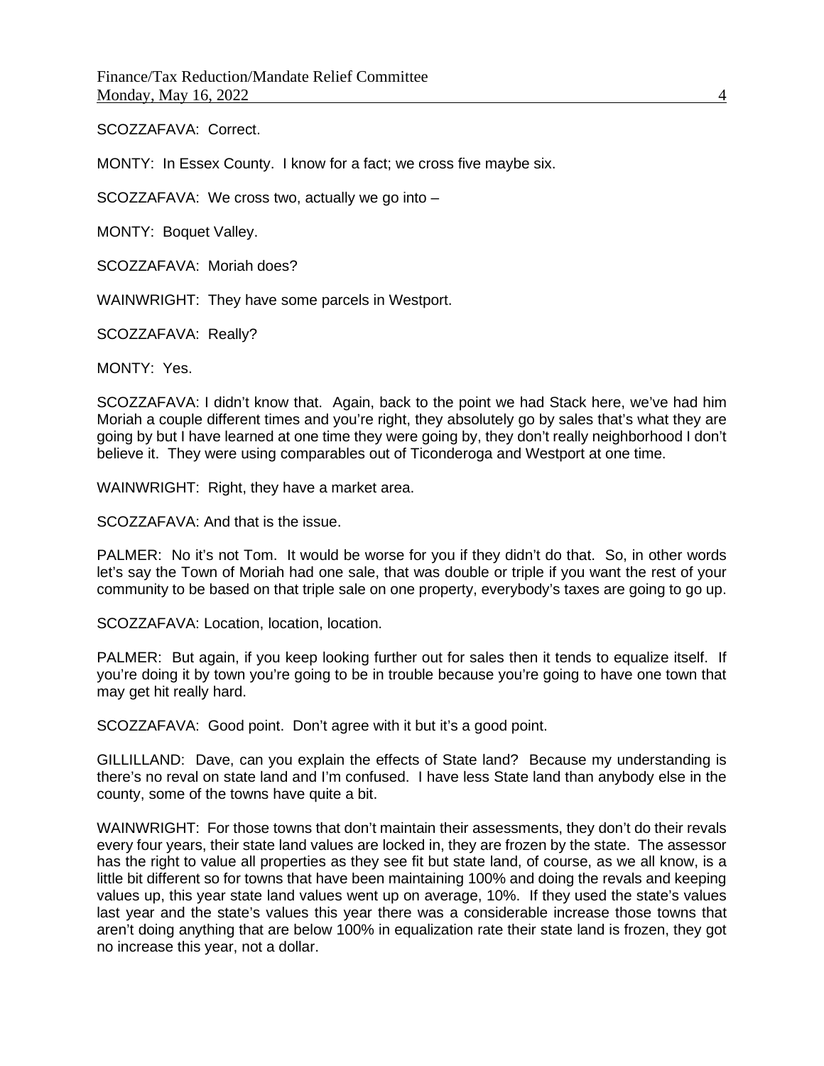SCOZZAFAVA: Correct.

MONTY: In Essex County. I know for a fact; we cross five maybe six.

SCOZZAFAVA: We cross two, actually we go into –

MONTY: Boquet Valley.

SCOZZAFAVA: Moriah does?

WAINWRIGHT: They have some parcels in Westport.

SCOZZAFAVA: Really?

MONTY: Yes.

SCOZZAFAVA: I didn't know that. Again, back to the point we had Stack here, we've had him Moriah a couple different times and you're right, they absolutely go by sales that's what they are going by but I have learned at one time they were going by, they don't really neighborhood I don't believe it. They were using comparables out of Ticonderoga and Westport at one time.

WAINWRIGHT: Right, they have a market area.

SCOZZAFAVA: And that is the issue.

PALMER: No it's not Tom. It would be worse for you if they didn't do that. So, in other words let's say the Town of Moriah had one sale, that was double or triple if you want the rest of your community to be based on that triple sale on one property, everybody's taxes are going to go up.

SCOZZAFAVA: Location, location, location.

PALMER: But again, if you keep looking further out for sales then it tends to equalize itself. If you're doing it by town you're going to be in trouble because you're going to have one town that may get hit really hard.

SCOZZAFAVA: Good point. Don't agree with it but it's a good point.

GILLILLAND: Dave, can you explain the effects of State land? Because my understanding is there's no reval on state land and I'm confused. I have less State land than anybody else in the county, some of the towns have quite a bit.

WAINWRIGHT: For those towns that don't maintain their assessments, they don't do their revals every four years, their state land values are locked in, they are frozen by the state. The assessor has the right to value all properties as they see fit but state land, of course, as we all know, is a little bit different so for towns that have been maintaining 100% and doing the revals and keeping values up, this year state land values went up on average, 10%. If they used the state's values last year and the state's values this year there was a considerable increase those towns that aren't doing anything that are below 100% in equalization rate their state land is frozen, they got no increase this year, not a dollar.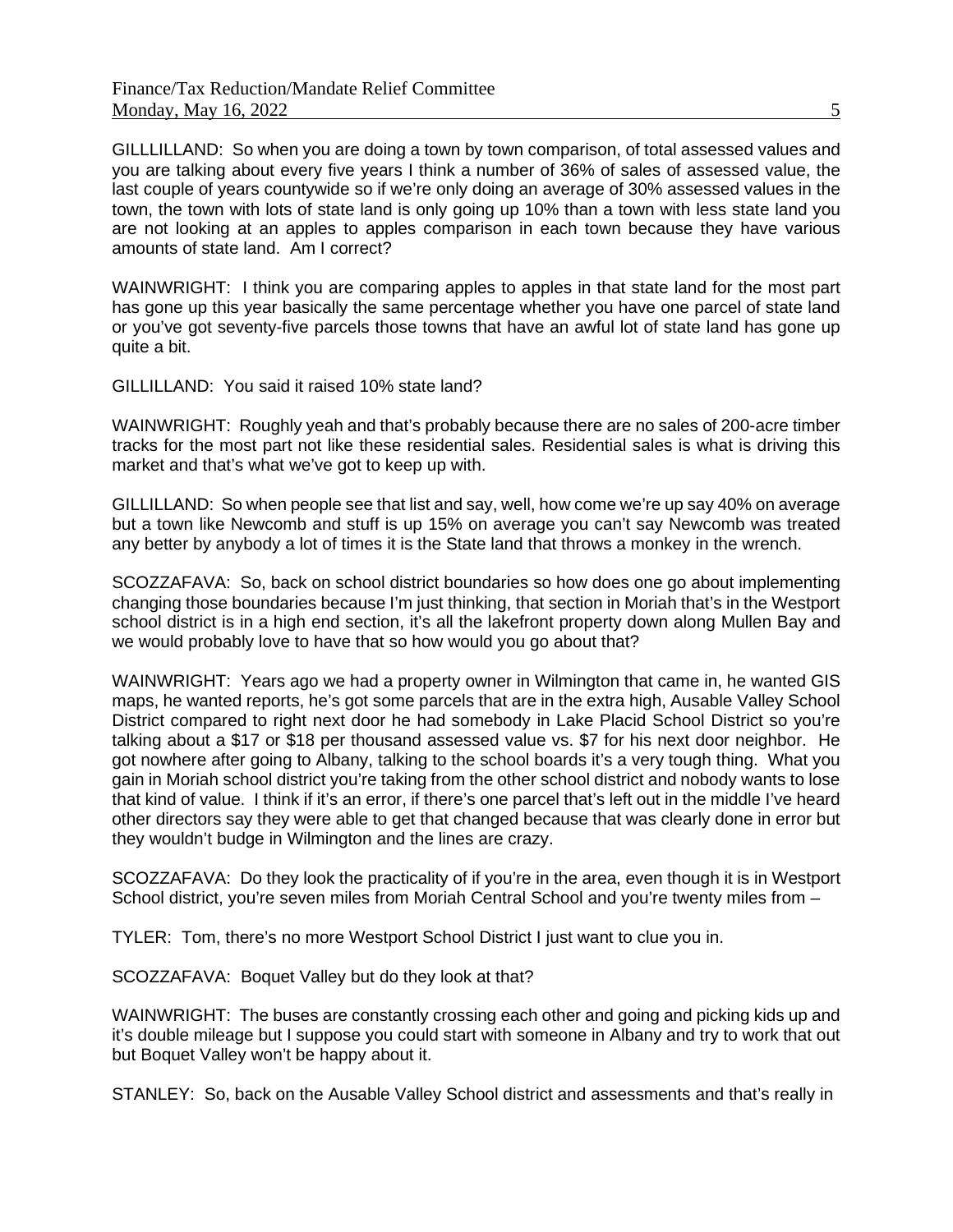GILLLILLAND: So when you are doing a town by town comparison, of total assessed values and you are talking about every five years I think a number of 36% of sales of assessed value, the last couple of years countywide so if we're only doing an average of 30% assessed values in the town, the town with lots of state land is only going up 10% than a town with less state land you are not looking at an apples to apples comparison in each town because they have various amounts of state land. Am I correct?

WAINWRIGHT: I think you are comparing apples to apples in that state land for the most part has gone up this year basically the same percentage whether you have one parcel of state land or you've got seventy-five parcels those towns that have an awful lot of state land has gone up quite a bit.

GILLILLAND: You said it raised 10% state land?

WAINWRIGHT: Roughly yeah and that's probably because there are no sales of 200-acre timber tracks for the most part not like these residential sales. Residential sales is what is driving this market and that's what we've got to keep up with.

GILLILLAND: So when people see that list and say, well, how come we're up say 40% on average but a town like Newcomb and stuff is up 15% on average you can't say Newcomb was treated any better by anybody a lot of times it is the State land that throws a monkey in the wrench.

SCOZZAFAVA: So, back on school district boundaries so how does one go about implementing changing those boundaries because I'm just thinking, that section in Moriah that's in the Westport school district is in a high end section, it's all the lakefront property down along Mullen Bay and we would probably love to have that so how would you go about that?

WAINWRIGHT: Years ago we had a property owner in Wilmington that came in, he wanted GIS maps, he wanted reports, he's got some parcels that are in the extra high, Ausable Valley School District compared to right next door he had somebody in Lake Placid School District so you're talking about a $17 or $18 per thousand assessed value vs. $7 for his next door neighbor. He got nowhere after going to Albany, talking to the school boards it's a very tough thing. What you gain in Moriah school district you're taking from the other school district and nobody wants to lose that kind of value. I think if it's an error, if there's one parcel that's left out in the middle I've heard other directors say they were able to get that changed because that was clearly done in error but they wouldn't budge in Wilmington and the lines are crazy.

SCOZZAFAVA: Do they look the practicality of if you're in the area, even though it is in Westport School district, you're seven miles from Moriah Central School and you're twenty miles from –

TYLER: Tom, there's no more Westport School District I just want to clue you in.

SCOZZAFAVA: Boquet Valley but do they look at that?

WAINWRIGHT: The buses are constantly crossing each other and going and picking kids up and it's double mileage but I suppose you could start with someone in Albany and try to work that out but Boquet Valley won't be happy about it.

STANLEY: So, back on the Ausable Valley School district and assessments and that's really in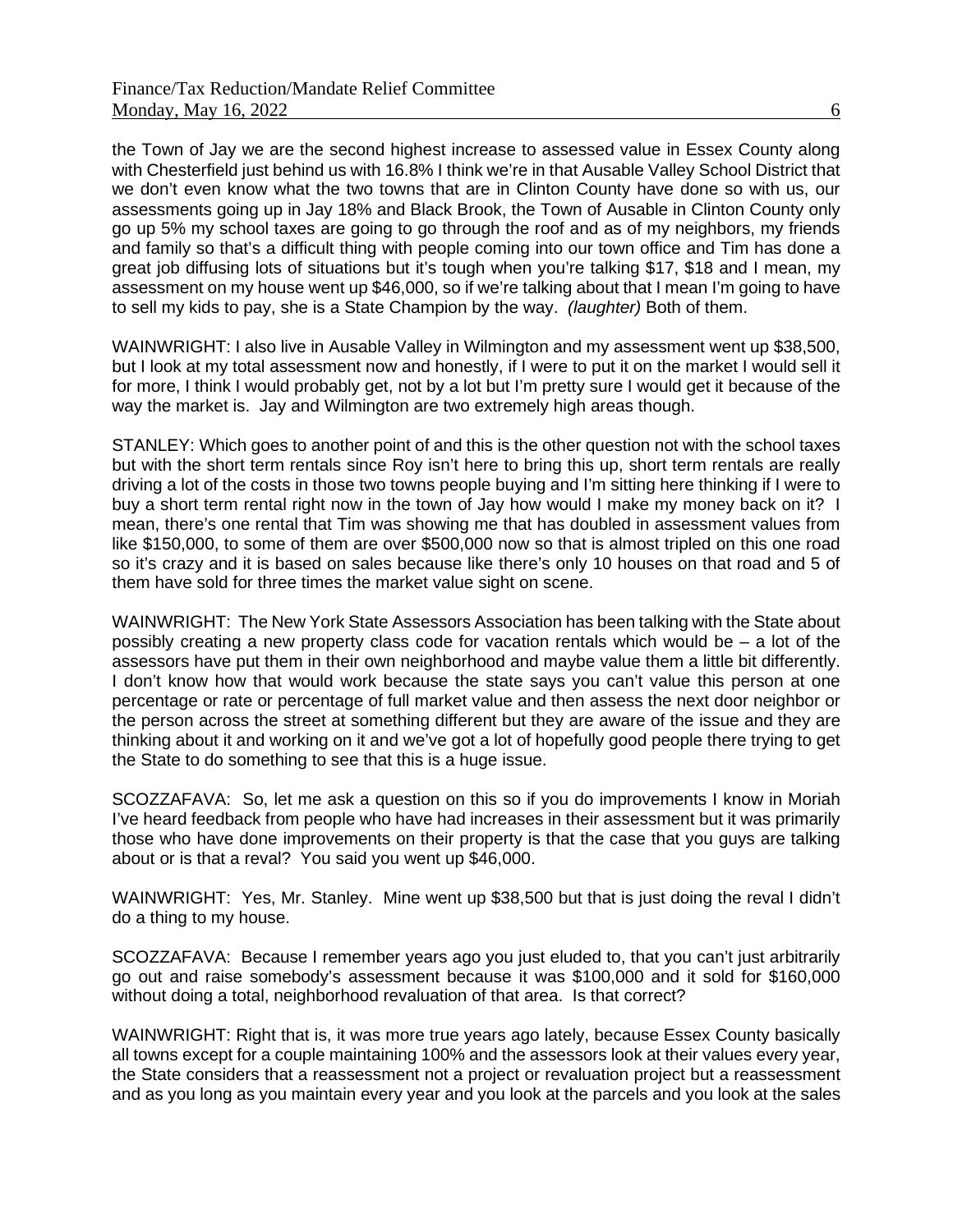the Town of Jay we are the second highest increase to assessed value in Essex County along with Chesterfield just behind us with 16.8% I think we're in that Ausable Valley School District that we don't even know what the two towns that are in Clinton County have done so with us, our assessments going up in Jay 18% and Black Brook, the Town of Ausable in Clinton County only go up 5% my school taxes are going to go through the roof and as of my neighbors, my friends and family so that's a difficult thing with people coming into our town office and Tim has done a great job diffusing lots of situations but it's tough when you're talking $17, $18 and I mean, my assessment on my house went up $46,000, so if we're talking about that I mean I'm going to have to sell my kids to pay, she is a State Champion by the way. *(laughter)* Both of them.

WAINWRIGHT: I also live in Ausable Valley in Wilmington and my assessment went up $38,500, but I look at my total assessment now and honestly, if I were to put it on the market I would sell it for more, I think I would probably get, not by a lot but I'm pretty sure I would get it because of the way the market is. Jay and Wilmington are two extremely high areas though.

STANLEY: Which goes to another point of and this is the other question not with the school taxes but with the short term rentals since Roy isn't here to bring this up, short term rentals are really driving a lot of the costs in those two towns people buying and I'm sitting here thinking if I were to buy a short term rental right now in the town of Jay how would I make my money back on it? I mean, there's one rental that Tim was showing me that has doubled in assessment values from like $150,000, to some of them are over $500,000 now so that is almost tripled on this one road so it's crazy and it is based on sales because like there's only 10 houses on that road and 5 of them have sold for three times the market value sight on scene.

WAINWRIGHT: The New York State Assessors Association has been talking with the State about possibly creating a new property class code for vacation rentals which would be – a lot of the assessors have put them in their own neighborhood and maybe value them a little bit differently. I don't know how that would work because the state says you can't value this person at one percentage or rate or percentage of full market value and then assess the next door neighbor or the person across the street at something different but they are aware of the issue and they are thinking about it and working on it and we've got a lot of hopefully good people there trying to get the State to do something to see that this is a huge issue.

SCOZZAFAVA: So, let me ask a question on this so if you do improvements I know in Moriah I've heard feedback from people who have had increases in their assessment but it was primarily those who have done improvements on their property is that the case that you guys are talking about or is that a reval? You said you went up $46,000.

WAINWRIGHT: Yes, Mr. Stanley. Mine went up $38,500 but that is just doing the reval I didn't do a thing to my house.

SCOZZAFAVA: Because I remember years ago you just eluded to, that you can't just arbitrarily go out and raise somebody's assessment because it was $100,000 and it sold for $160,000 without doing a total, neighborhood revaluation of that area. Is that correct?

WAINWRIGHT: Right that is, it was more true years ago lately, because Essex County basically all towns except for a couple maintaining 100% and the assessors look at their values every year, the State considers that a reassessment not a project or revaluation project but a reassessment and as you long as you maintain every year and you look at the parcels and you look at the sales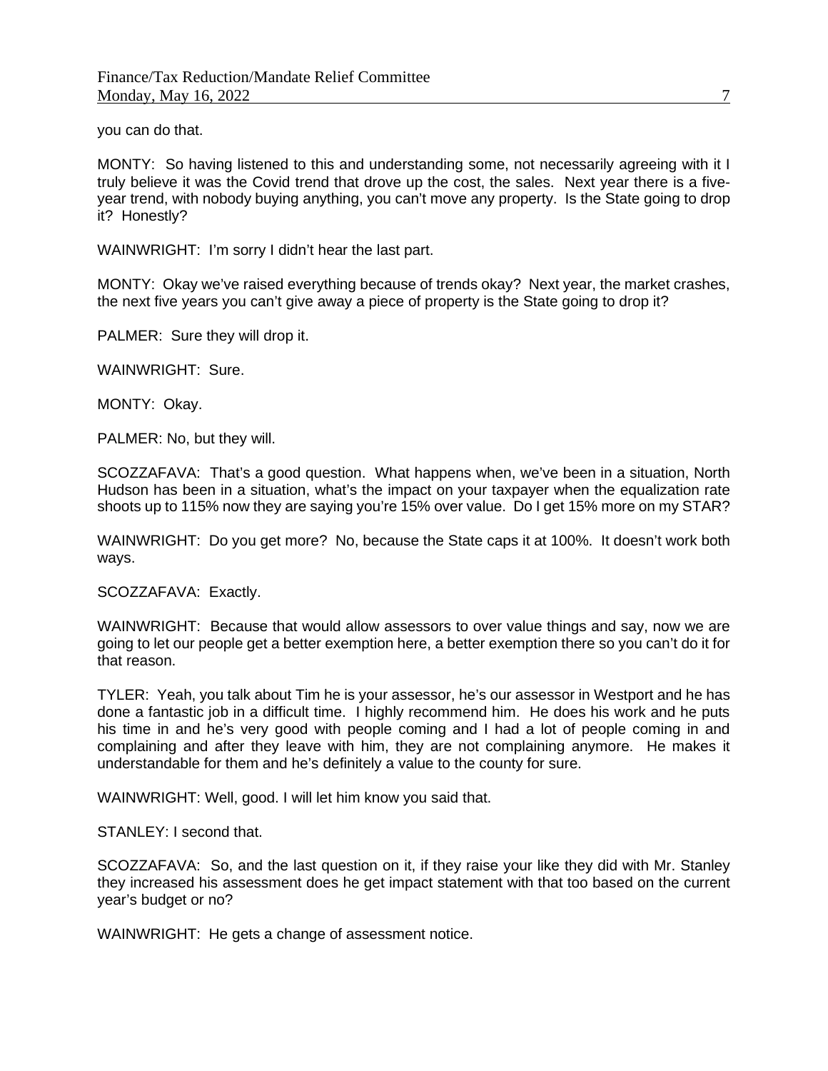you can do that.

MONTY: So having listened to this and understanding some, not necessarily agreeing with it I truly believe it was the Covid trend that drove up the cost, the sales. Next year there is a five-year trend, with nobody buying anything, you can't move any property. Is the State going to drop it? Honestly?

WAINWRIGHT: I'm sorry I didn't hear the last part.

MONTY: Okay we've raised everything because of trends okay? Next year, the market crashes, the next five years you can't give away a piece of property is the State going to drop it?

PALMER: Sure they will drop it.

WAINWRIGHT: Sure.

MONTY: Okay.

PALMER: No, but they will.

SCOZZAFAVA: That's a good question. What happens when, we've been in a situation, North Hudson has been in a situation, what's the impact on your taxpayer when the equalization rate shoots up to 115% now they are saying you're 15% over value. Do I get 15% more on my STAR?

WAINWRIGHT: Do you get more? No, because the State caps it at 100%. It doesn't work both ways.

SCOZZAFAVA: Exactly.

WAINWRIGHT: Because that would allow assessors to over value things and say, now we are going to let our people get a better exemption here, a better exemption there so you can't do it for that reason.

TYLER: Yeah, you talk about Tim he is your assessor, he's our assessor in Westport and he has done a fantastic job in a difficult time. I highly recommend him. He does his work and he puts his time in and he's very good with people coming and I had a lot of people coming in and complaining and after they leave with him, they are not complaining anymore. He makes it understandable for them and he's definitely a value to the county for sure.

WAINWRIGHT: Well, good. I will let him know you said that.

STANLEY: I second that.

SCOZZAFAVA: So, and the last question on it, if they raise your like they did with Mr. Stanley they increased his assessment does he get impact statement with that too based on the current year's budget or no?

WAINWRIGHT: He gets a change of assessment notice.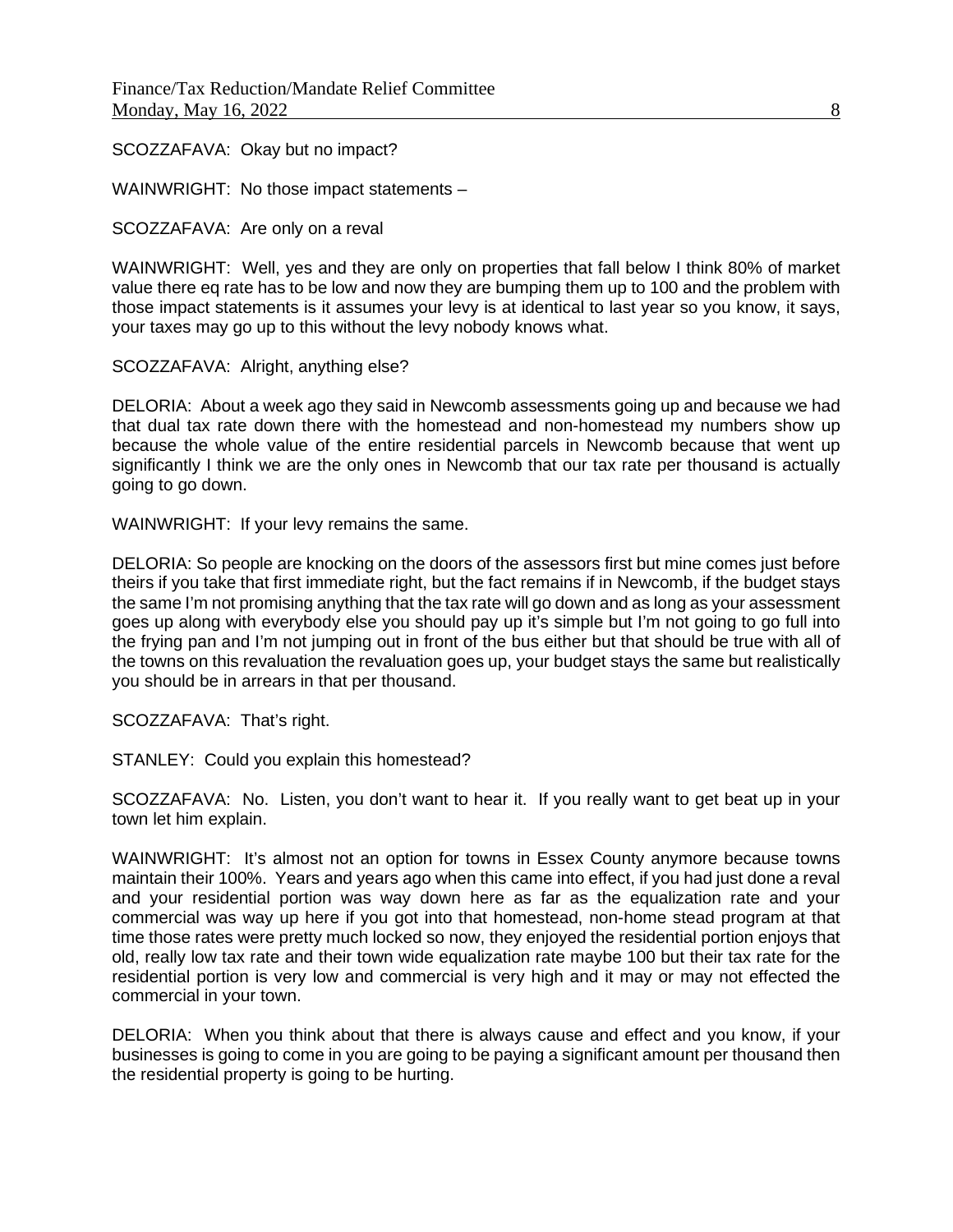SCOZZAFAVA: Okay but no impact?

WAINWRIGHT: No those impact statements –

SCOZZAFAVA: Are only on a reval

WAINWRIGHT: Well, yes and they are only on properties that fall below I think 80% of market value there eq rate has to be low and now they are bumping them up to 100 and the problem with those impact statements is it assumes your levy is at identical to last year so you know, it says, your taxes may go up to this without the levy nobody knows what.

SCOZZAFAVA: Alright, anything else?

DELORIA: About a week ago they said in Newcomb assessments going up and because we had that dual tax rate down there with the homestead and non-homestead my numbers show up because the whole value of the entire residential parcels in Newcomb because that went up significantly I think we are the only ones in Newcomb that our tax rate per thousand is actually going to go down.

WAINWRIGHT: If your levy remains the same.

DELORIA: So people are knocking on the doors of the assessors first but mine comes just before theirs if you take that first immediate right, but the fact remains if in Newcomb, if the budget stays the same I'm not promising anything that the tax rate will go down and as long as your assessment goes up along with everybody else you should pay up it's simple but I'm not going to go full into the frying pan and I'm not jumping out in front of the bus either but that should be true with all of the towns on this revaluation the revaluation goes up, your budget stays the same but realistically you should be in arrears in that per thousand.

SCOZZAFAVA: That's right.

STANLEY: Could you explain this homestead?

SCOZZAFAVA: No. Listen, you don't want to hear it. If you really want to get beat up in your town let him explain.

WAINWRIGHT: It's almost not an option for towns in Essex County anymore because towns maintain their 100%. Years and years ago when this came into effect, if you had just done a reval and your residential portion was way down here as far as the equalization rate and your commercial was way up here if you got into that homestead, non-home stead program at that time those rates were pretty much locked so now, they enjoyed the residential portion enjoys that old, really low tax rate and their town wide equalization rate maybe 100 but their tax rate for the residential portion is very low and commercial is very high and it may or may not effected the commercial in your town.

DELORIA: When you think about that there is always cause and effect and you know, if your businesses is going to come in you are going to be paying a significant amount per thousand then the residential property is going to be hurting.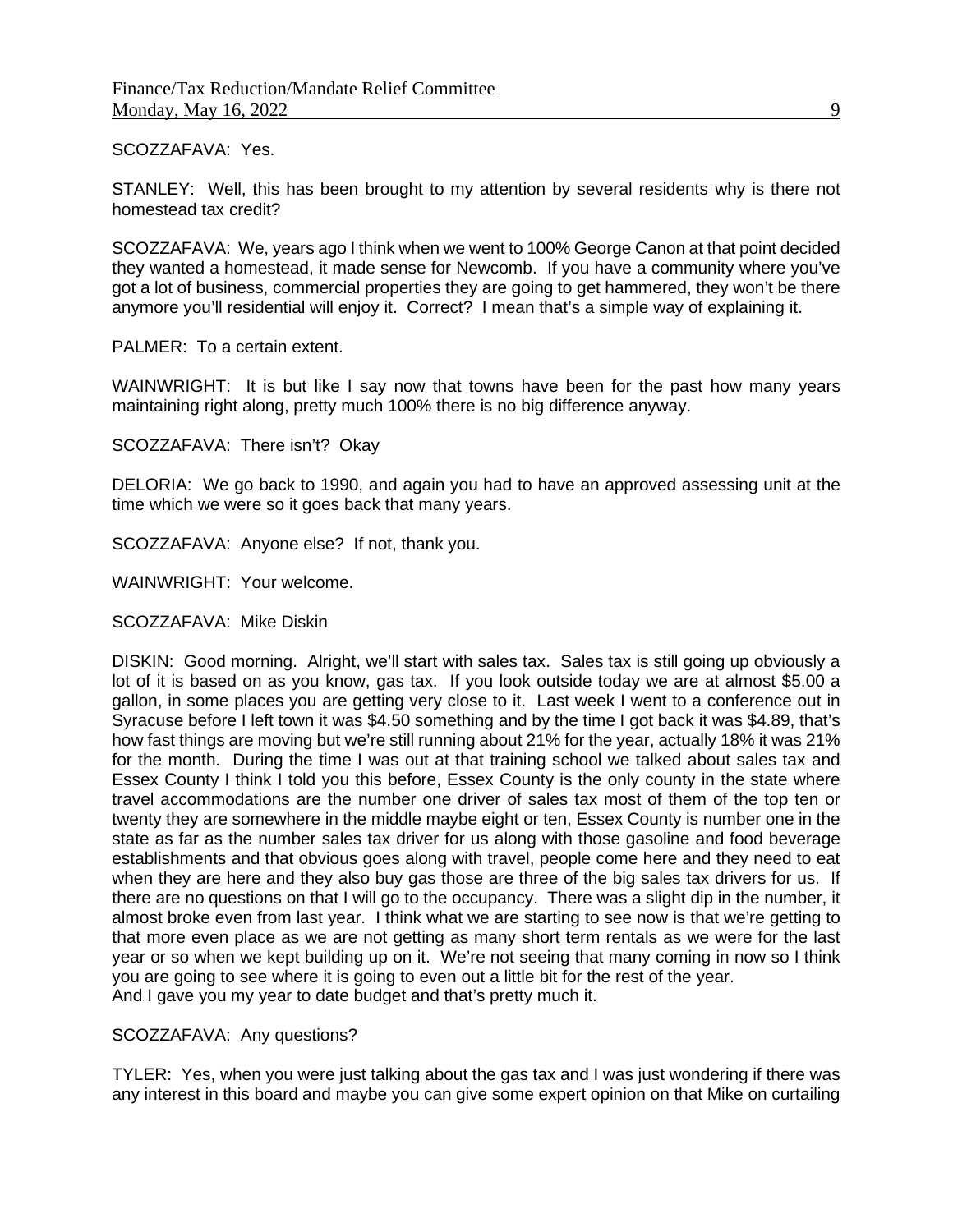SCOZZAFAVA: Yes.

STANLEY: Well, this has been brought to my attention by several residents why is there not homestead tax credit?

SCOZZAFAVA: We, years ago I think when we went to 100% George Canon at that point decided they wanted a homestead, it made sense for Newcomb. If you have a community where you've got a lot of business, commercial properties they are going to get hammered, they won't be there anymore you'll residential will enjoy it. Correct? I mean that's a simple way of explaining it.

PALMER: To a certain extent.

WAINWRIGHT: It is but like I say now that towns have been for the past how many years maintaining right along, pretty much 100% there is no big difference anyway.

SCOZZAFAVA: There isn't? Okay

DELORIA: We go back to 1990, and again you had to have an approved assessing unit at the time which we were so it goes back that many years.

SCOZZAFAVA: Anyone else? If not, thank you.

WAINWRIGHT: Your welcome.

SCOZZAFAVA: Mike Diskin

DISKIN: Good morning. Alright, we'll start with sales tax. Sales tax is still going up obviously a lot of it is based on as you know, gas tax. If you look outside today we are at almost $5.00 a gallon, in some places you are getting very close to it. Last week I went to a conference out in Syracuse before I left town it was $4.50 something and by the time I got back it was $4.89, that's how fast things are moving but we're still running about 21% for the year, actually 18% it was 21% for the month. During the time I was out at that training school we talked about sales tax and Essex County I think I told you this before, Essex County is the only county in the state where travel accommodations are the number one driver of sales tax most of them of the top ten or twenty they are somewhere in the middle maybe eight or ten, Essex County is number one in the state as far as the number sales tax driver for us along with those gasoline and food beverage establishments and that obvious goes along with travel, people come here and they need to eat when they are here and they also buy gas those are three of the big sales tax drivers for us. If there are no questions on that I will go to the occupancy. There was a slight dip in the number, it almost broke even from last year. I think what we are starting to see now is that we're getting to that more even place as we are not getting as many short term rentals as we were for the last year or so when we kept building up on it. We're not seeing that many coming in now so I think you are going to see where it is going to even out a little bit for the rest of the year.
And I gave you my year to date budget and that's pretty much it.

SCOZZAFAVA: Any questions?

TYLER: Yes, when you were just talking about the gas tax and I was just wondering if there was any interest in this board and maybe you can give some expert opinion on that Mike on curtailing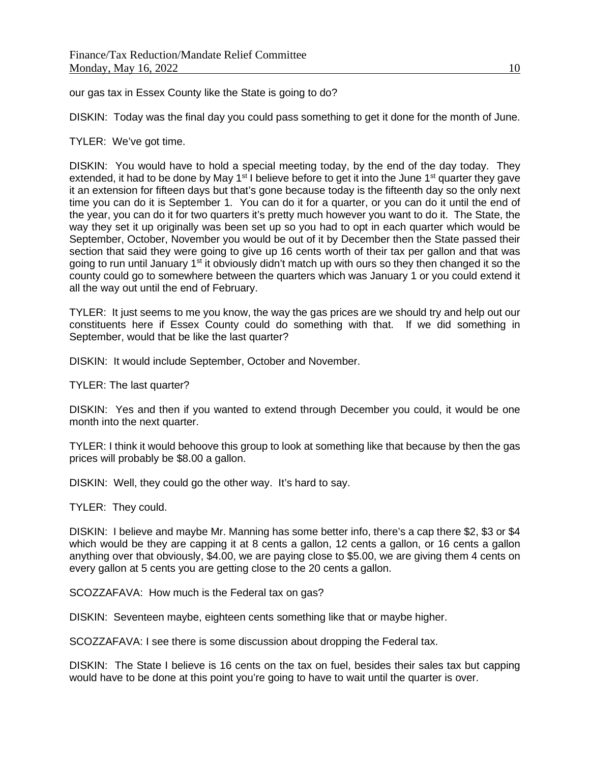our gas tax in Essex County like the State is going to do?

DISKIN: Today was the final day you could pass something to get it done for the month of June.

TYLER: We've got time.

DISKIN: You would have to hold a special meeting today, by the end of the day today. They extended, it had to be done by May 1st I believe before to get it into the June 1st quarter they gave it an extension for fifteen days but that's gone because today is the fifteenth day so the only next time you can do it is September 1. You can do it for a quarter, or you can do it until the end of the year, you can do it for two quarters it's pretty much however you want to do it. The State, the way they set it up originally was been set up so you had to opt in each quarter which would be September, October, November you would be out of it by December then the State passed their section that said they were going to give up 16 cents worth of their tax per gallon and that was going to run until January 1st it obviously didn't match up with ours so they then changed it so the county could go to somewhere between the quarters which was January 1 or you could extend it all the way out until the end of February.

TYLER: It just seems to me you know, the way the gas prices are we should try and help out our constituents here if Essex County could do something with that. If we did something in September, would that be like the last quarter?

DISKIN: It would include September, October and November.

TYLER: The last quarter?

DISKIN: Yes and then if you wanted to extend through December you could, it would be one month into the next quarter.

TYLER: I think it would behoove this group to look at something like that because by then the gas prices will probably be $8.00 a gallon.

DISKIN: Well, they could go the other way. It's hard to say.

TYLER: They could.

DISKIN: I believe and maybe Mr. Manning has some better info, there's a cap there $2, $3 or $4 which would be they are capping it at 8 cents a gallon, 12 cents a gallon, or 16 cents a gallon anything over that obviously, $4.00, we are paying close to $5.00, we are giving them 4 cents on every gallon at 5 cents you are getting close to the 20 cents a gallon.

SCOZZAFAVA: How much is the Federal tax on gas?

DISKIN: Seventeen maybe, eighteen cents something like that or maybe higher.

SCOZZAFAVA: I see there is some discussion about dropping the Federal tax.

DISKIN: The State I believe is 16 cents on the tax on fuel, besides their sales tax but capping would have to be done at this point you're going to have to wait until the quarter is over.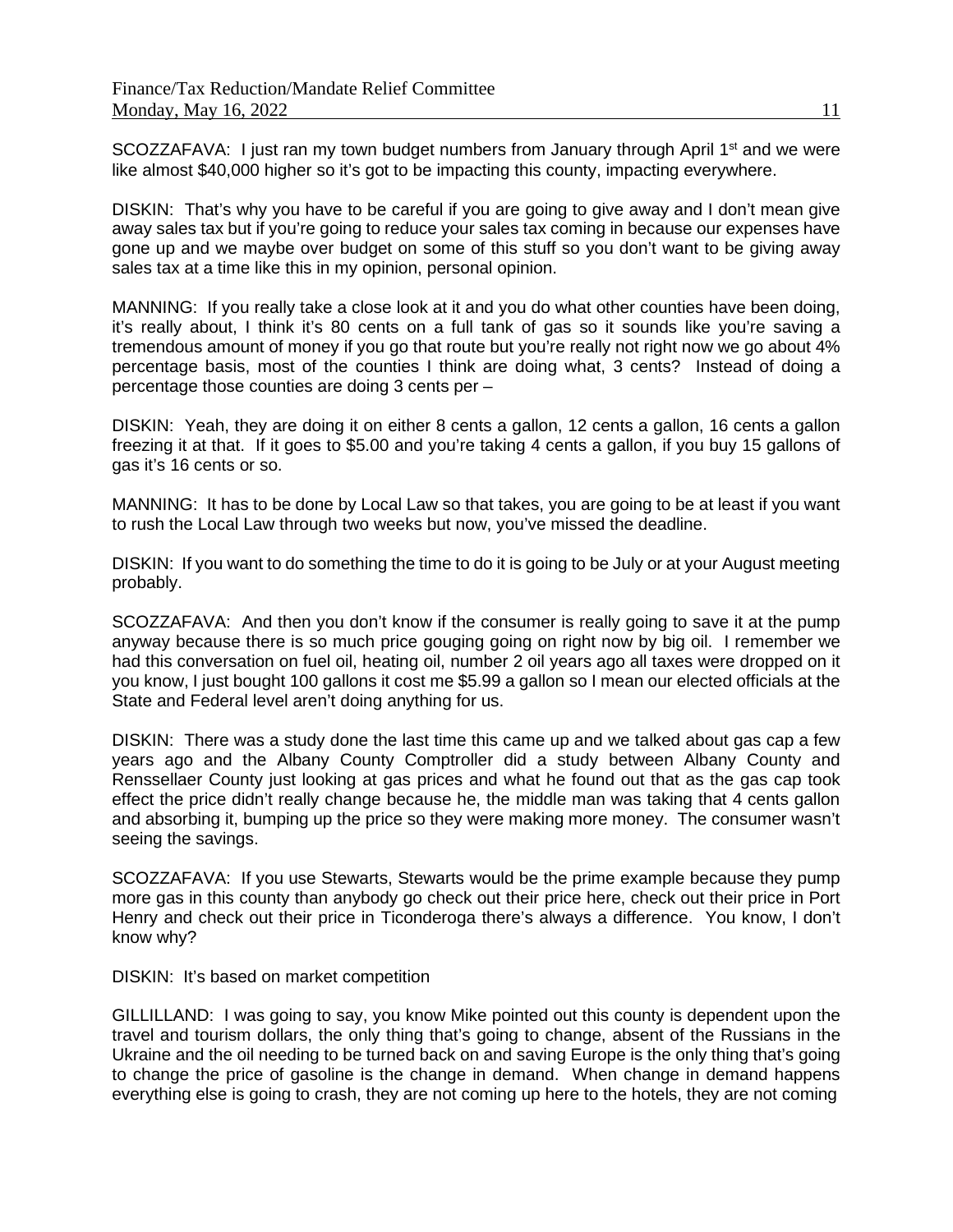SCOZZAFAVA: I just ran my town budget numbers from January through April 1st and we were like almost $40,000 higher so it's got to be impacting this county, impacting everywhere.

DISKIN: That's why you have to be careful if you are going to give away and I don't mean give away sales tax but if you're going to reduce your sales tax coming in because our expenses have gone up and we maybe over budget on some of this stuff so you don't want to be giving away sales tax at a time like this in my opinion, personal opinion.

MANNING: If you really take a close look at it and you do what other counties have been doing, it's really about, I think it's 80 cents on a full tank of gas so it sounds like you're saving a tremendous amount of money if you go that route but you're really not right now we go about 4% percentage basis, most of the counties I think are doing what, 3 cents? Instead of doing a percentage those counties are doing 3 cents per –

DISKIN: Yeah, they are doing it on either 8 cents a gallon, 12 cents a gallon, 16 cents a gallon freezing it at that. If it goes to $5.00 and you're taking 4 cents a gallon, if you buy 15 gallons of gas it's 16 cents or so.

MANNING: It has to be done by Local Law so that takes, you are going to be at least if you want to rush the Local Law through two weeks but now, you've missed the deadline.

DISKIN: If you want to do something the time to do it is going to be July or at your August meeting probably.

SCOZZAFAVA: And then you don't know if the consumer is really going to save it at the pump anyway because there is so much price gouging going on right now by big oil. I remember we had this conversation on fuel oil, heating oil, number 2 oil years ago all taxes were dropped on it you know, I just bought 100 gallons it cost me $5.99 a gallon so I mean our elected officials at the State and Federal level aren't doing anything for us.

DISKIN: There was a study done the last time this came up and we talked about gas cap a few years ago and the Albany County Comptroller did a study between Albany County and Renssellaer County just looking at gas prices and what he found out that as the gas cap took effect the price didn't really change because he, the middle man was taking that 4 cents gallon and absorbing it, bumping up the price so they were making more money. The consumer wasn't seeing the savings.

SCOZZAFAVA: If you use Stewarts, Stewarts would be the prime example because they pump more gas in this county than anybody go check out their price here, check out their price in Port Henry and check out their price in Ticonderoga there's always a difference. You know, I don't know why?

DISKIN: It's based on market competition

GILLILLAND: I was going to say, you know Mike pointed out this county is dependent upon the travel and tourism dollars, the only thing that's going to change, absent of the Russians in the Ukraine and the oil needing to be turned back on and saving Europe is the only thing that's going to change the price of gasoline is the change in demand. When change in demand happens everything else is going to crash, they are not coming up here to the hotels, they are not coming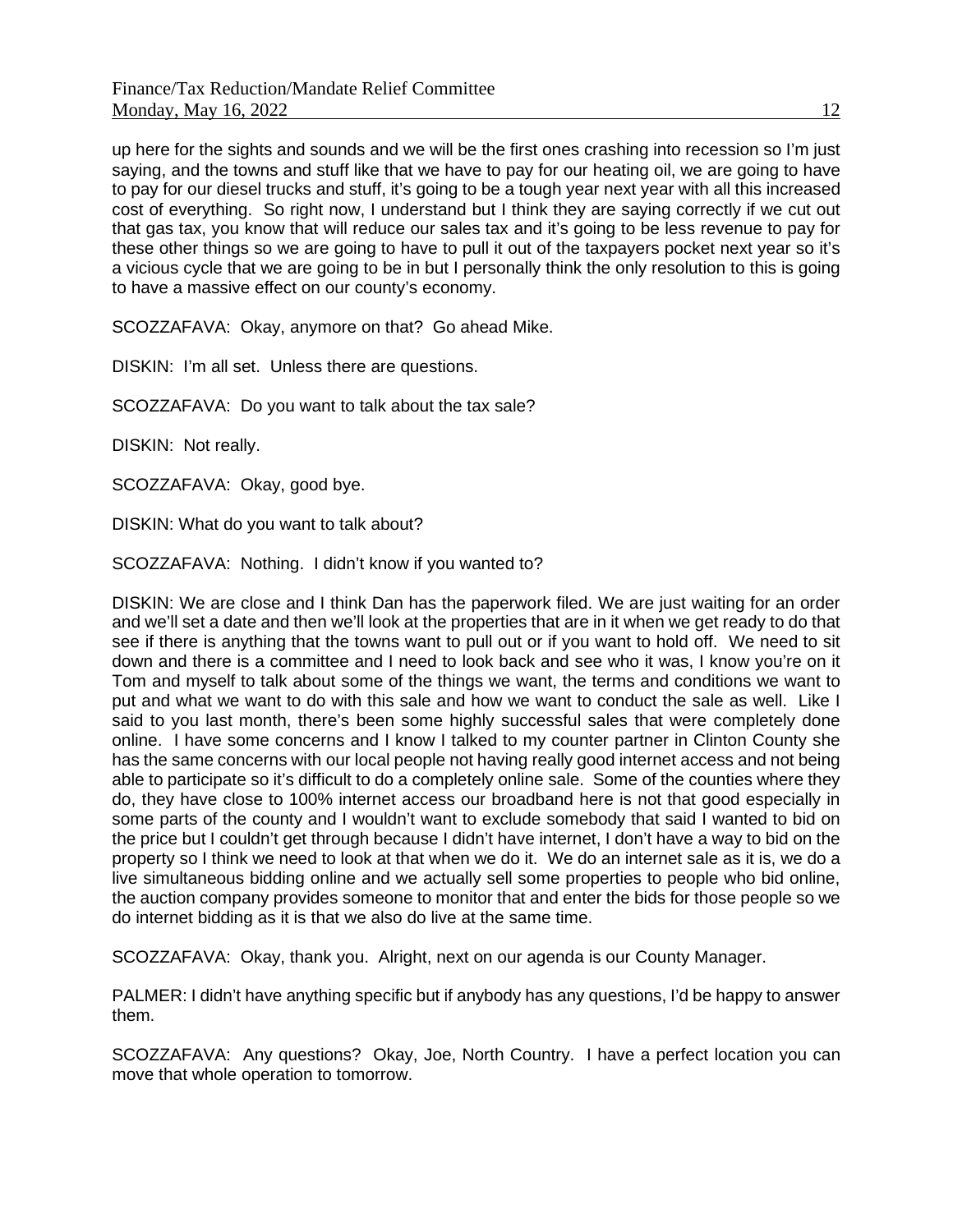up here for the sights and sounds and we will be the first ones crashing into recession so I'm just saying, and the towns and stuff like that we have to pay for our heating oil, we are going to have to pay for our diesel trucks and stuff, it's going to be a tough year next year with all this increased cost of everything. So right now, I understand but I think they are saying correctly if we cut out that gas tax, you know that will reduce our sales tax and it's going to be less revenue to pay for these other things so we are going to have to pull it out of the taxpayers pocket next year so it's a vicious cycle that we are going to be in but I personally think the only resolution to this is going to have a massive effect on our county's economy.

SCOZZAFAVA: Okay, anymore on that? Go ahead Mike.

DISKIN: I'm all set. Unless there are questions.

SCOZZAFAVA: Do you want to talk about the tax sale?

DISKIN: Not really.

SCOZZAFAVA: Okay, good bye.

DISKIN: What do you want to talk about?

SCOZZAFAVA: Nothing. I didn't know if you wanted to?

DISKIN: We are close and I think Dan has the paperwork filed. We are just waiting for an order and we'll set a date and then we'll look at the properties that are in it when we get ready to do that see if there is anything that the towns want to pull out or if you want to hold off. We need to sit down and there is a committee and I need to look back and see who it was, I know you're on it Tom and myself to talk about some of the things we want, the terms and conditions we want to put and what we want to do with this sale and how we want to conduct the sale as well. Like I said to you last month, there's been some highly successful sales that were completely done online. I have some concerns and I know I talked to my counter partner in Clinton County she has the same concerns with our local people not having really good internet access and not being able to participate so it's difficult to do a completely online sale. Some of the counties where they do, they have close to 100% internet access our broadband here is not that good especially in some parts of the county and I wouldn't want to exclude somebody that said I wanted to bid on the price but I couldn't get through because I didn't have internet, I don't have a way to bid on the property so I think we need to look at that when we do it. We do an internet sale as it is, we do a live simultaneous bidding online and we actually sell some properties to people who bid online, the auction company provides someone to monitor that and enter the bids for those people so we do internet bidding as it is that we also do live at the same time.

SCOZZAFAVA: Okay, thank you. Alright, next on our agenda is our County Manager.

PALMER: I didn't have anything specific but if anybody has any questions, I'd be happy to answer them.

SCOZZAFAVA: Any questions? Okay, Joe, North Country. I have a perfect location you can move that whole operation to tomorrow.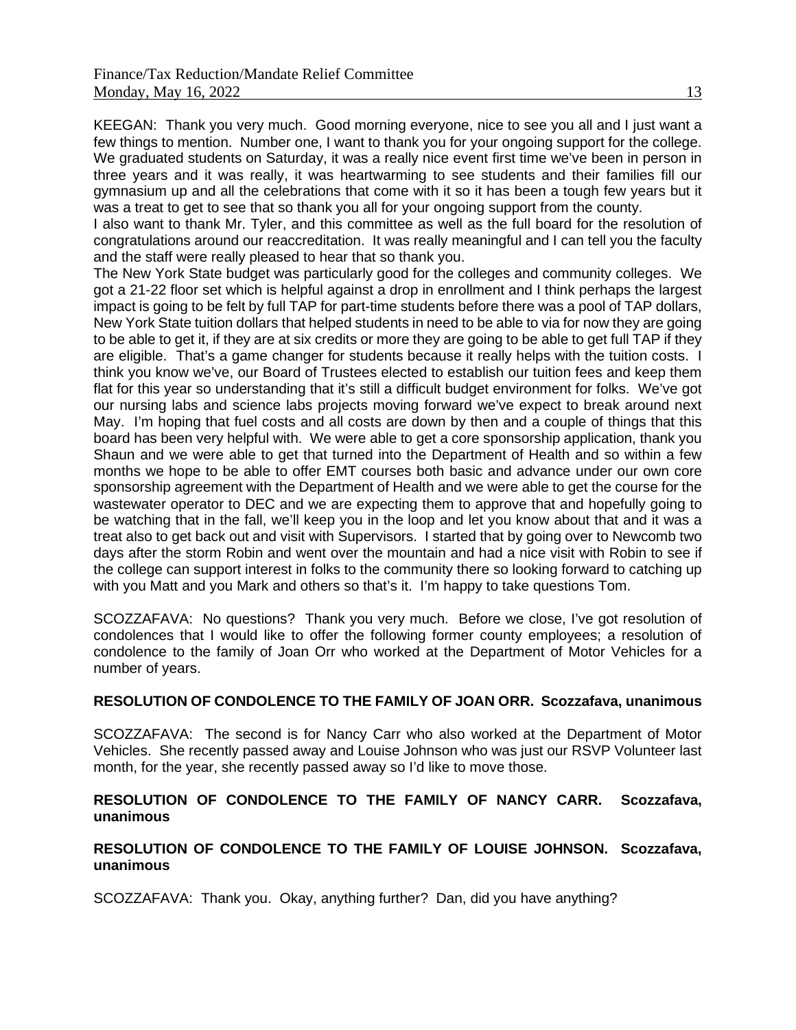KEEGAN: Thank you very much. Good morning everyone, nice to see you all and I just want a few things to mention. Number one, I want to thank you for your ongoing support for the college. We graduated students on Saturday, it was a really nice event first time we've been in person in three years and it was really, it was heartwarming to see students and their families fill our gymnasium up and all the celebrations that come with it so it has been a tough few years but it was a treat to get to see that so thank you all for your ongoing support from the county.

I also want to thank Mr. Tyler, and this committee as well as the full board for the resolution of congratulations around our reaccreditation. It was really meaningful and I can tell you the faculty and the staff were really pleased to hear that so thank you.

The New York State budget was particularly good for the colleges and community colleges. We got a 21-22 floor set which is helpful against a drop in enrollment and I think perhaps the largest impact is going to be felt by full TAP for part-time students before there was a pool of TAP dollars, New York State tuition dollars that helped students in need to be able to via for now they are going to be able to get it, if they are at six credits or more they are going to be able to get full TAP if they are eligible. That's a game changer for students because it really helps with the tuition costs. I think you know we've, our Board of Trustees elected to establish our tuition fees and keep them flat for this year so understanding that it's still a difficult budget environment for folks. We've got our nursing labs and science labs projects moving forward we've expect to break around next May. I'm hoping that fuel costs and all costs are down by then and a couple of things that this board has been very helpful with. We were able to get a core sponsorship application, thank you Shaun and we were able to get that turned into the Department of Health and so within a few months we hope to be able to offer EMT courses both basic and advance under our own core sponsorship agreement with the Department of Health and we were able to get the course for the wastewater operator to DEC and we are expecting them to approve that and hopefully going to be watching that in the fall, we'll keep you in the loop and let you know about that and it was a treat also to get back out and visit with Supervisors. I started that by going over to Newcomb two days after the storm Robin and went over the mountain and had a nice visit with Robin to see if the college can support interest in folks to the community there so looking forward to catching up with you Matt and you Mark and others so that's it. I'm happy to take questions Tom.

SCOZZAFAVA: No questions? Thank you very much. Before we close, I've got resolution of condolences that I would like to offer the following former county employees; a resolution of condolence to the family of Joan Orr who worked at the Department of Motor Vehicles for a number of years.

**RESOLUTION OF CONDOLENCE TO THE FAMILY OF JOAN ORR. Scozzafava, unanimous**

SCOZZAFAVA: The second is for Nancy Carr who also worked at the Department of Motor Vehicles. She recently passed away and Louise Johnson who was just our RSVP Volunteer last month, for the year, she recently passed away so I'd like to move those.

**RESOLUTION OF CONDOLENCE TO THE FAMILY OF NANCY CARR. Scozzafava, unanimous**

**RESOLUTION OF CONDOLENCE TO THE FAMILY OF LOUISE JOHNSON. Scozzafava, unanimous**

SCOZZAFAVA: Thank you. Okay, anything further? Dan, did you have anything?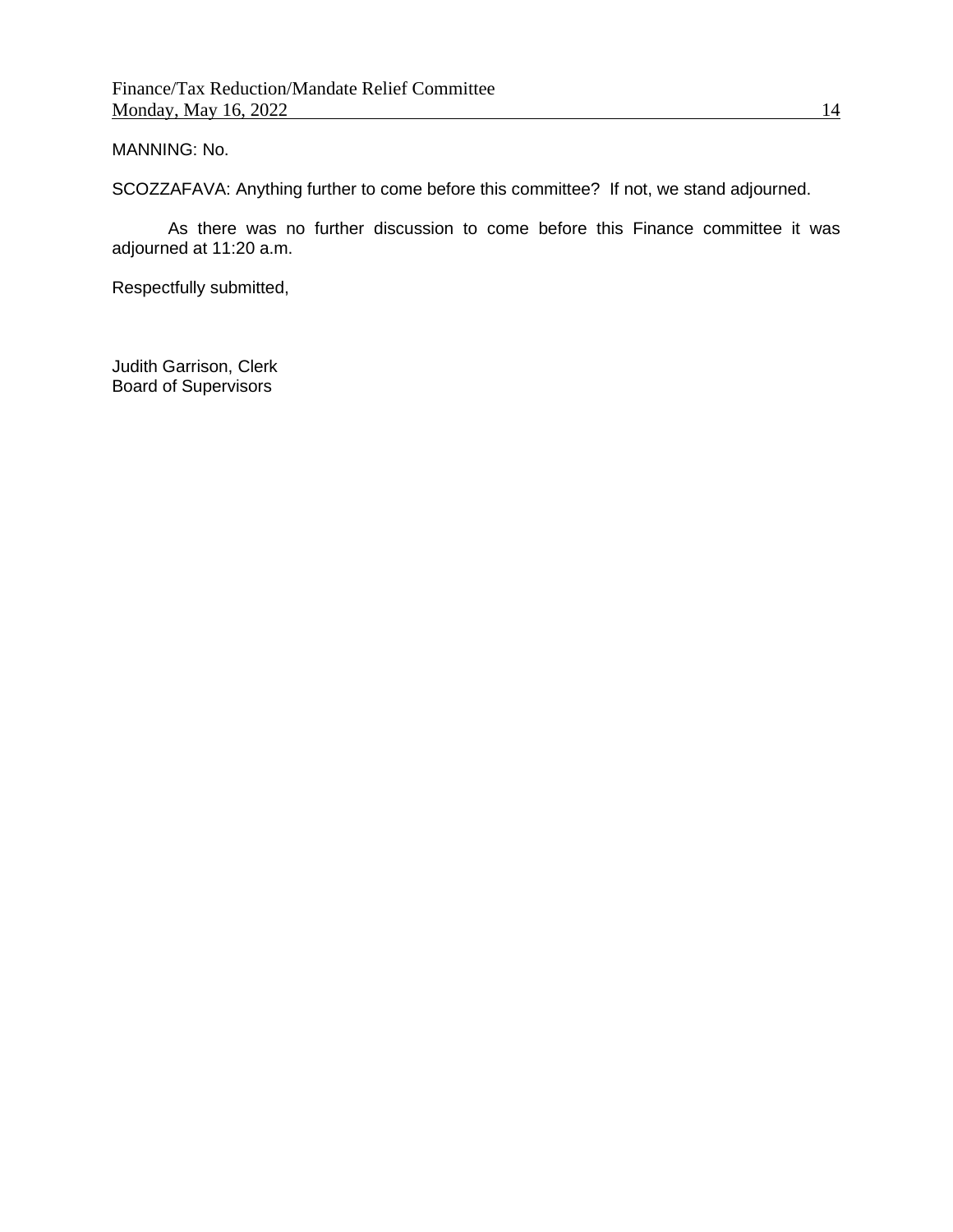MANNING: No.

SCOZZAFAVA: Anything further to come before this committee? If not, we stand adjourned.

As there was no further discussion to come before this Finance committee it was adjourned at 11:20 a.m.

Respectfully submitted,

Judith Garrison, Clerk
Board of Supervisors